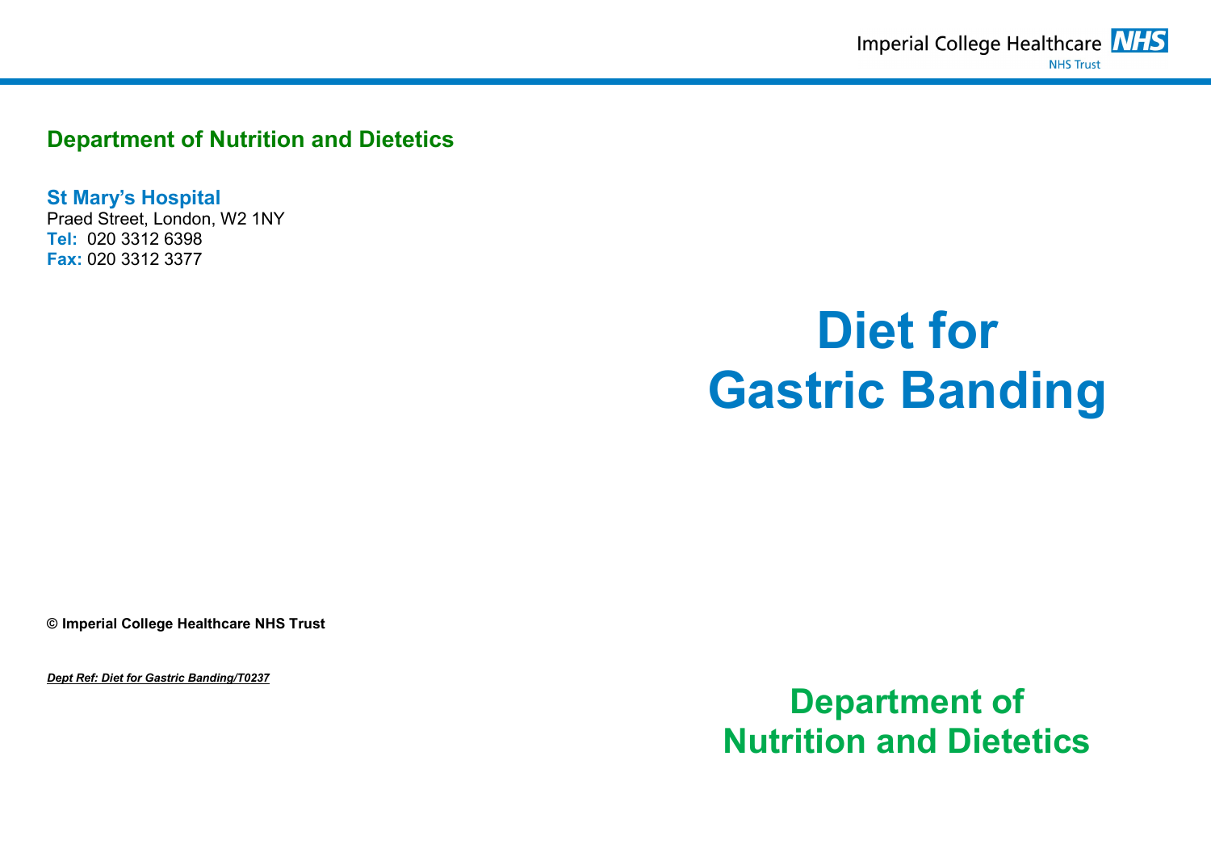Imperial College Healthcare NHS  
NHS Trust

**Department of Nutrition and Dietetics**

**St Mary's Hospital**  
Praed Street, London, W2 1NY  
**Tel:** 020 3312 6398  
**Fax:** 020 3312 3377

# Diet for Gastric Banding

**© Imperial College Healthcare NHS Trust**

***Dept Ref: Diet for Gastric Banding/T0237***

## Department of Nutrition and Dietetics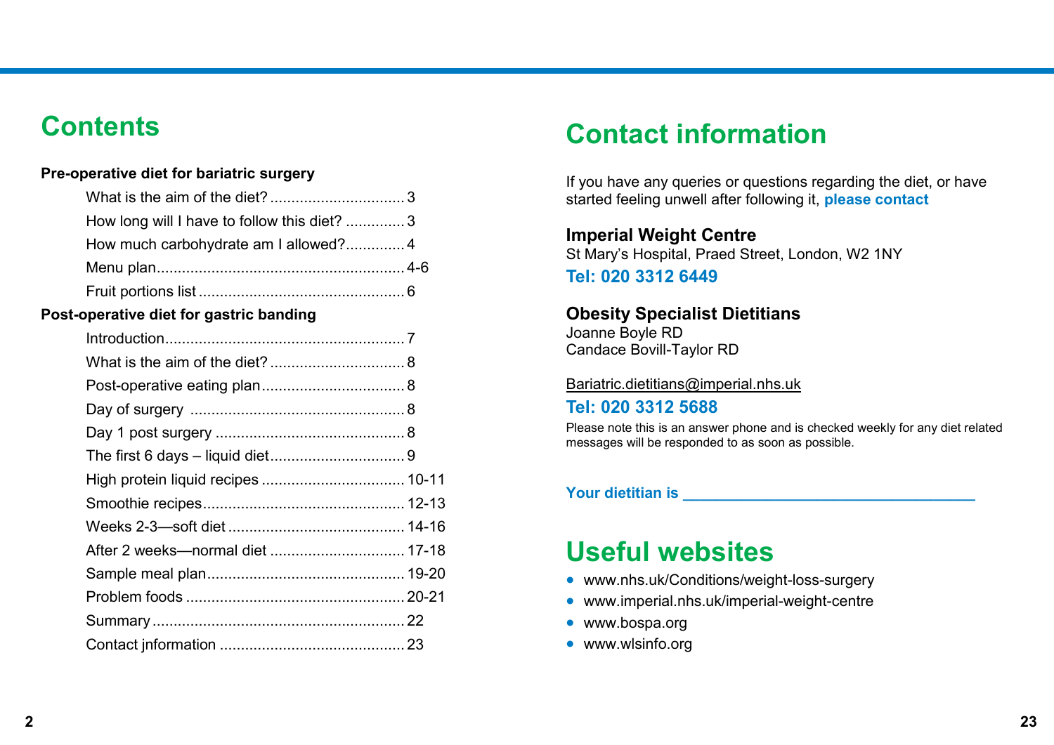# Contents

**Pre-operative diet for bariatric surgery**

- What is the aim of the diet? ................................ 3
- How long will I have to follow this diet? ............. 3
- How much carbohydrate am I allowed?.............. 4
- Menu plan........................................................... 4-6
- Fruit portions list ................................................. 6

**Post-operative diet for gastric banding**

- Introduction......................................................... 7
- What is the aim of the diet? ................................ 8
- Post-operative eating plan.................................. 8
- Day of surgery ................................................... 8
- Day 1 post surgery ............................................. 8
- The first 6 days – liquid diet................................ 9
- High protein liquid recipes .................................. 10-11
- Smoothie recipes................................................ 12-13
- Weeks 2-3—soft diet .......................................... 14-16
- After 2 weeks—normal diet ................................ 17-18
- Sample meal plan............................................... 19-20
- Problem foods .................................................... 20-21
- Summary............................................................ 22
- Contact jnformation ............................................ 23

# Contact information

If you have any queries or questions regarding the diet, or have started feeling unwell after following it, **please contact**

**Imperial Weight Centre**
St Mary's Hospital, Praed Street, London, W2 1NY
**Tel: 020 3312 6449**

**Obesity Specialist Dietitians**
Joanne Boyle RD
Candace Bovill-Taylor RD

Bariatric.dietitians@imperial.nhs.uk
**Tel: 020 3312 5688**
Please note this is an answer phone and is checked weekly for any diet related messages will be responded to as soon as possible.

**Your dietitian is** ________________________________

# Useful websites

- www.nhs.uk/Conditions/weight-loss-surgery
- www.imperial.nhs.uk/imperial-weight-centre
- www.bospa.org
- www.wlsinfo.org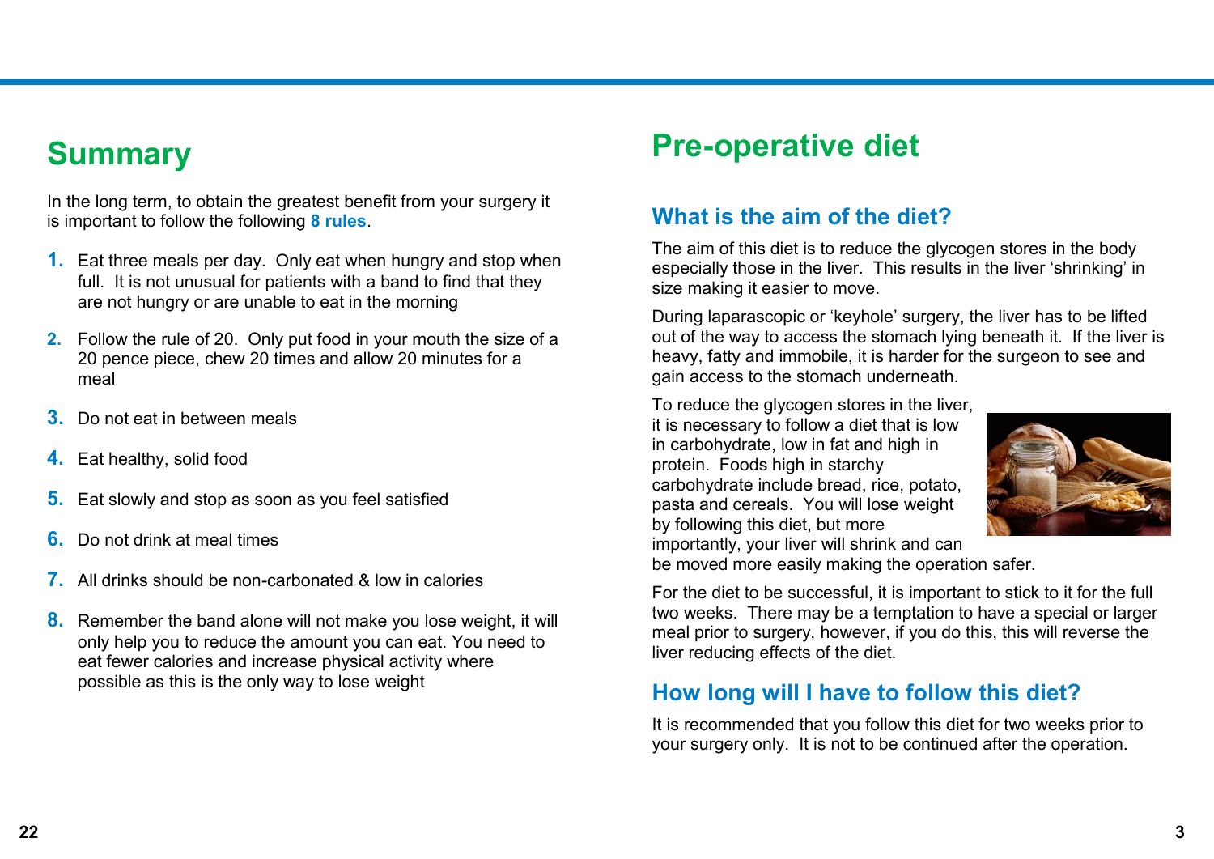# Summary

In the long term, to obtain the greatest benefit from your surgery it is important to follow the following **8 rules**.

1. Eat three meals per day. Only eat when hungry and stop when full. It is not unusual for patients with a band to find that they are not hungry or are unable to eat in the morning
2. Follow the rule of 20. Only put food in your mouth the size of a 20 pence piece, chew 20 times and allow 20 minutes for a meal
3. Do not eat in between meals
4. Eat healthy, solid food
5. Eat slowly and stop as soon as you feel satisfied
6. Do not drink at meal times
7. All drinks should be non-carbonated & low in calories
8. Remember the band alone will not make you lose weight, it will only help you to reduce the amount you can eat. You need to eat fewer calories and increase physical activity where possible as this is the only way to lose weight

# Pre-operative diet

## What is the aim of the diet?

The aim of this diet is to reduce the glycogen stores in the body especially those in the liver. This results in the liver 'shrinking' in size making it easier to move.

During laparascopic or 'keyhole' surgery, the liver has to be lifted out of the way to access the stomach lying beneath it. If the liver is heavy, fatty and immobile, it is harder for the surgeon to see and gain access to the stomach underneath.

To reduce the glycogen stores in the liver, it is necessary to follow a diet that is low in carbohydrate, low in fat and high in protein. Foods high in starchy carbohydrate include bread, rice, potato, pasta and cereals. You will lose weight by following this diet, but more importantly, your liver will shrink and can be moved more easily making the operation safer.

For the diet to be successful, it is important to stick to it for the full two weeks. There may be a temptation to have a special or larger meal prior to surgery, however, if you do this, this will reverse the liver reducing effects of the diet.

## How long will I have to follow this diet?

It is recommended that you follow this diet for two weeks prior to your surgery only. It is not to be continued after the operation.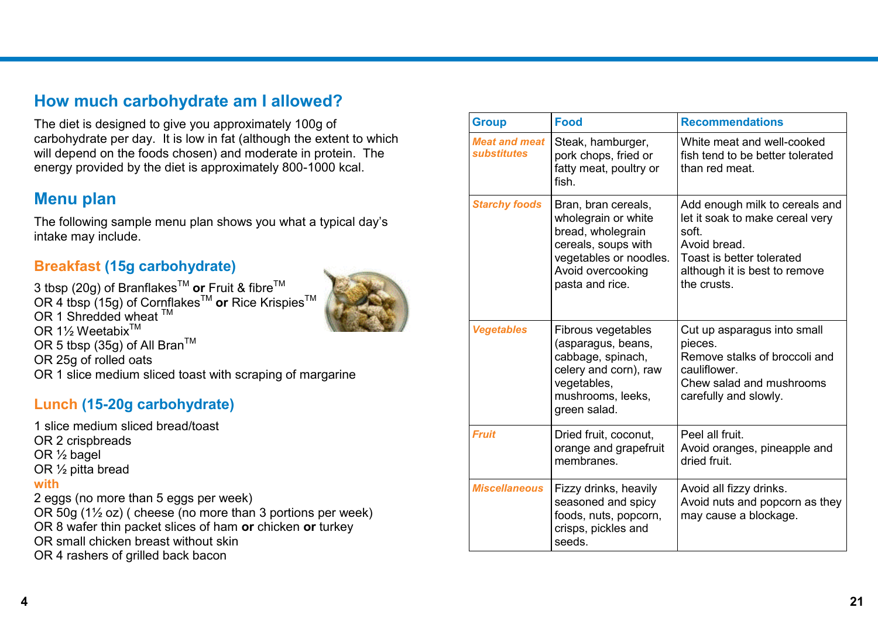## How much carbohydrate am I allowed?

The diet is designed to give you approximately 100g of carbohydrate per day. It is low in fat (although the extent to which will depend on the foods chosen) and moderate in protein. The energy provided by the diet is approximately 800-1000 kcal.

## Menu plan

The following sample menu plan shows you what a typical day's intake may include.

### Breakfast (15g carbohydrate)

3 tbsp (20g) of Branflakes™ **or** Fruit & fibre™
OR 4 tbsp (15g) of Cornflakes™ **or** Rice Krispies™
OR 1 Shredded wheat ™
OR 1½ Weetabix™
OR 5 tbsp (35g) of All Bran™
OR 25g of rolled oats
OR 1 slice medium sliced toast with scraping of margarine

### Lunch (15-20g carbohydrate)

1 slice medium sliced bread/toast
OR 2 crispbreads
OR ½ bagel
OR ½ pitta bread
**with**
2 eggs (no more than 5 eggs per week)
OR 50g (1½ oz) ( cheese (no more than 3 portions per week)
OR 8 wafer thin packet slices of ham **or** chicken **or** turkey
OR small chicken breast without skin
OR 4 rashers of grilled back bacon

| Group | Food | Recommendations |
|---|---|---|
| *Meat and meat substitutes* | Steak, hamburger, pork chops, fried or fatty meat, poultry or fish. | White meat and well-cooked fish tend to be better tolerated than red meat. |
| *Starchy foods* | Bran, bran cereals, wholegrain or white bread, wholegrain cereals, soups with vegetables or noodles. Avoid overcooking pasta and rice. | Add enough milk to cereals and let it soak to make cereal very soft. Avoid bread. Toast is better tolerated although it is best to remove the crusts. |
| *Vegetables* | Fibrous vegetables (asparagus, beans, cabbage, spinach, celery and corn), raw vegetables, mushrooms, leeks, green salad. | Cut up asparagus into small pieces. Remove stalks of broccoli and cauliflower. Chew salad and mushrooms carefully and slowly. |
| *Fruit* | Dried fruit, coconut, orange and grapefruit membranes. | Peel all fruit. Avoid oranges, pineapple and dried fruit. |
| *Miscellaneous* | Fizzy drinks, heavily seasoned and spicy foods, nuts, popcorn, crisps, pickles and seeds. | Avoid all fizzy drinks. Avoid nuts and popcorn as they may cause a blockage. |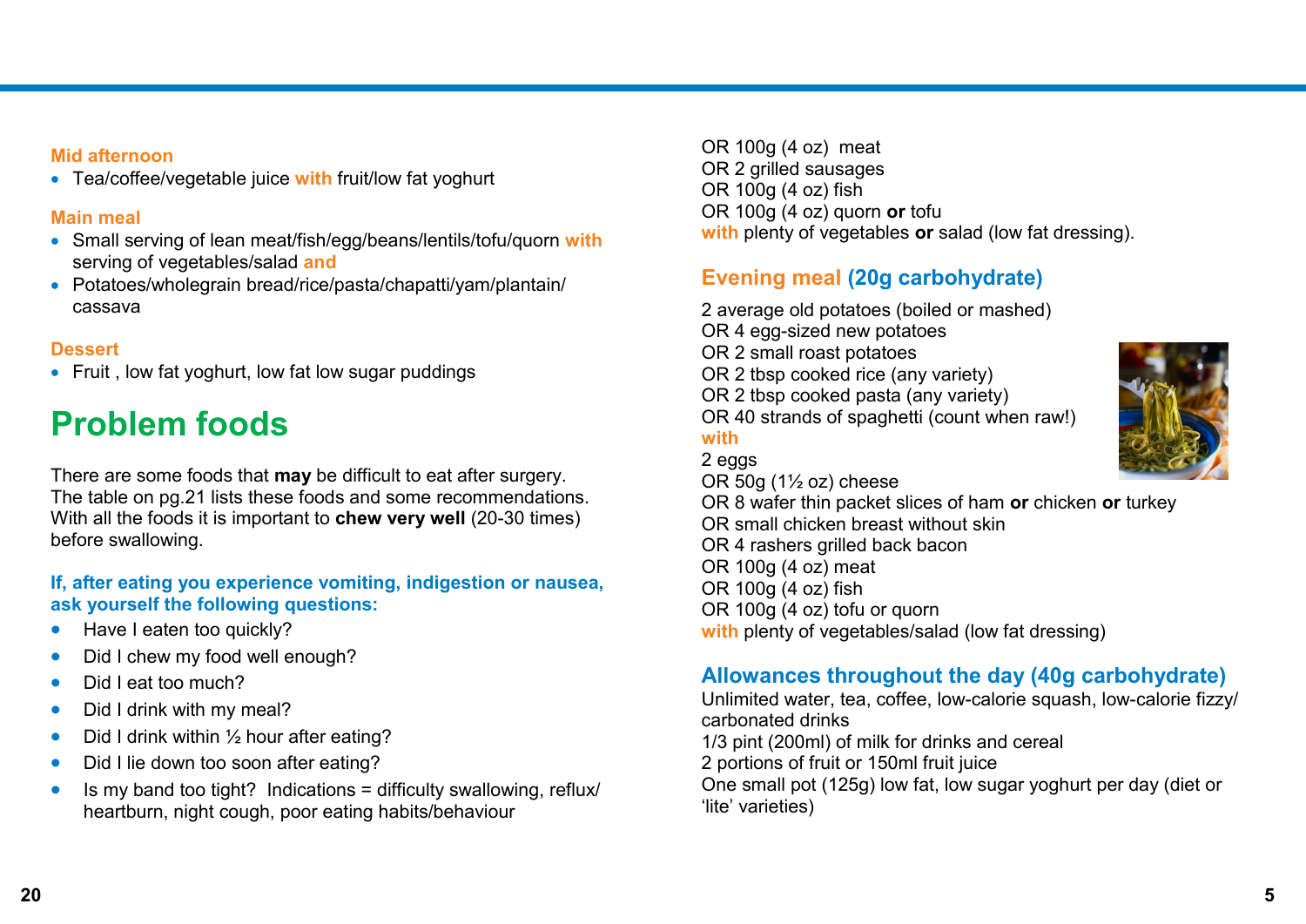**Mid afternoon**

- Tea/coffee/vegetable juice **with** fruit/low fat yoghurt

**Main meal**

- Small serving of lean meat/fish/egg/beans/lentils/tofu/quorn **with** serving of vegetables/salad **and**
- Potatoes/wholegrain bread/rice/pasta/chapatti/yam/plantain/cassava

**Dessert**

- Fruit , low fat yoghurt, low fat low sugar puddings

# Problem foods

There are some foods that **may** be difficult to eat after surgery. The table on pg.21 lists these foods and some recommendations. With all the foods it is important to **chew very well** (20-30 times) before swallowing.

**If, after eating you experience vomiting, indigestion or nausea, ask yourself the following questions:**

- Have I eaten too quickly?
- Did I chew my food well enough?
- Did I eat too much?
- Did I drink with my meal?
- Did I drink within ½ hour after eating?
- Did I lie down too soon after eating?
- Is my band too tight? Indications = difficulty swallowing, reflux/heartburn, night cough, poor eating habits/behaviour

OR 100g (4 oz) meat
OR 2 grilled sausages
OR 100g (4 oz) fish
OR 100g (4 oz) quorn **or** tofu
**with** plenty of vegetables **or** salad (low fat dressing).

## Evening meal (20g carbohydrate)

2 average old potatoes (boiled or mashed)
OR 4 egg-sized new potatoes
OR 2 small roast potatoes
OR 2 tbsp cooked rice (any variety)
OR 2 tbsp cooked pasta (any variety)
OR 40 strands of spaghetti (count when raw!)
**with**
2 eggs
OR 50g (1½ oz) cheese
OR 8 wafer thin packet slices of ham **or** chicken **or** turkey
OR small chicken breast without skin
OR 4 rashers grilled back bacon
OR 100g (4 oz) meat
OR 100g (4 oz) fish
OR 100g (4 oz) tofu or quorn
**with** plenty of vegetables/salad (low fat dressing)

## Allowances throughout the day (40g carbohydrate)

Unlimited water, tea, coffee, low-calorie squash, low-calorie fizzy/carbonated drinks
1/3 pint (200ml) of milk for drinks and cereal
2 portions of fruit or 150ml fruit juice
One small pot (125g) low fat, low sugar yoghurt per day (diet or 'lite' varieties)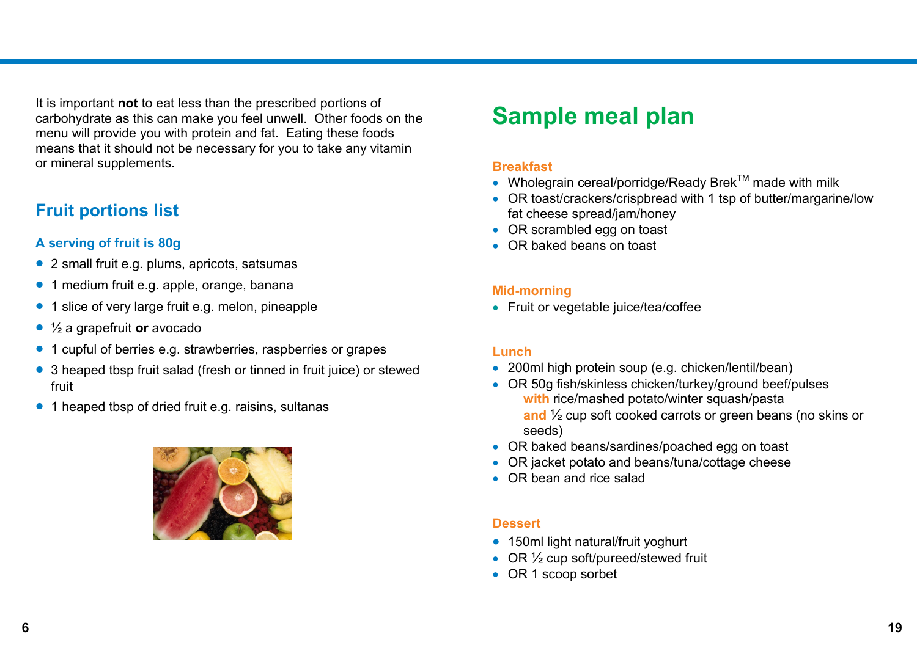It is important **not** to eat less than the prescribed portions of carbohydrate as this can make you feel unwell. Other foods on the menu will provide you with protein and fat. Eating these foods means that it should not be necessary for you to take any vitamin or mineral supplements.

## Fruit portions list

### A serving of fruit is 80g

- 2 small fruit e.g. plums, apricots, satsumas
- 1 medium fruit e.g. apple, orange, banana
- 1 slice of very large fruit e.g. melon, pineapple
- ½ a grapefruit **or** avocado
- 1 cupful of berries e.g. strawberries, raspberries or grapes
- 3 heaped tbsp fruit salad (fresh or tinned in fruit juice) or stewed fruit
- 1 heaped tbsp of dried fruit e.g. raisins, sultanas

# Sample meal plan

### Breakfast

- Wholegrain cereal/porridge/Ready Brek™ made with milk
- OR toast/crackers/crispbread with 1 tsp of butter/margarine/low fat cheese spread/jam/honey
- OR scrambled egg on toast
- OR baked beans on toast

### Mid-morning

- Fruit or vegetable juice/tea/coffee

### Lunch

- 200ml high protein soup (e.g. chicken/lentil/bean)
- OR 50g fish/skinless chicken/turkey/ground beef/pulses
  **with** rice/mashed potato/winter squash/pasta
  **and** ½ cup soft cooked carrots or green beans (no skins or seeds)
- OR baked beans/sardines/poached egg on toast
- OR jacket potato and beans/tuna/cottage cheese
- OR bean and rice salad

### Dessert

- 150ml light natural/fruit yoghurt
- OR ½ cup soft/pureed/stewed fruit
- OR 1 scoop sorbet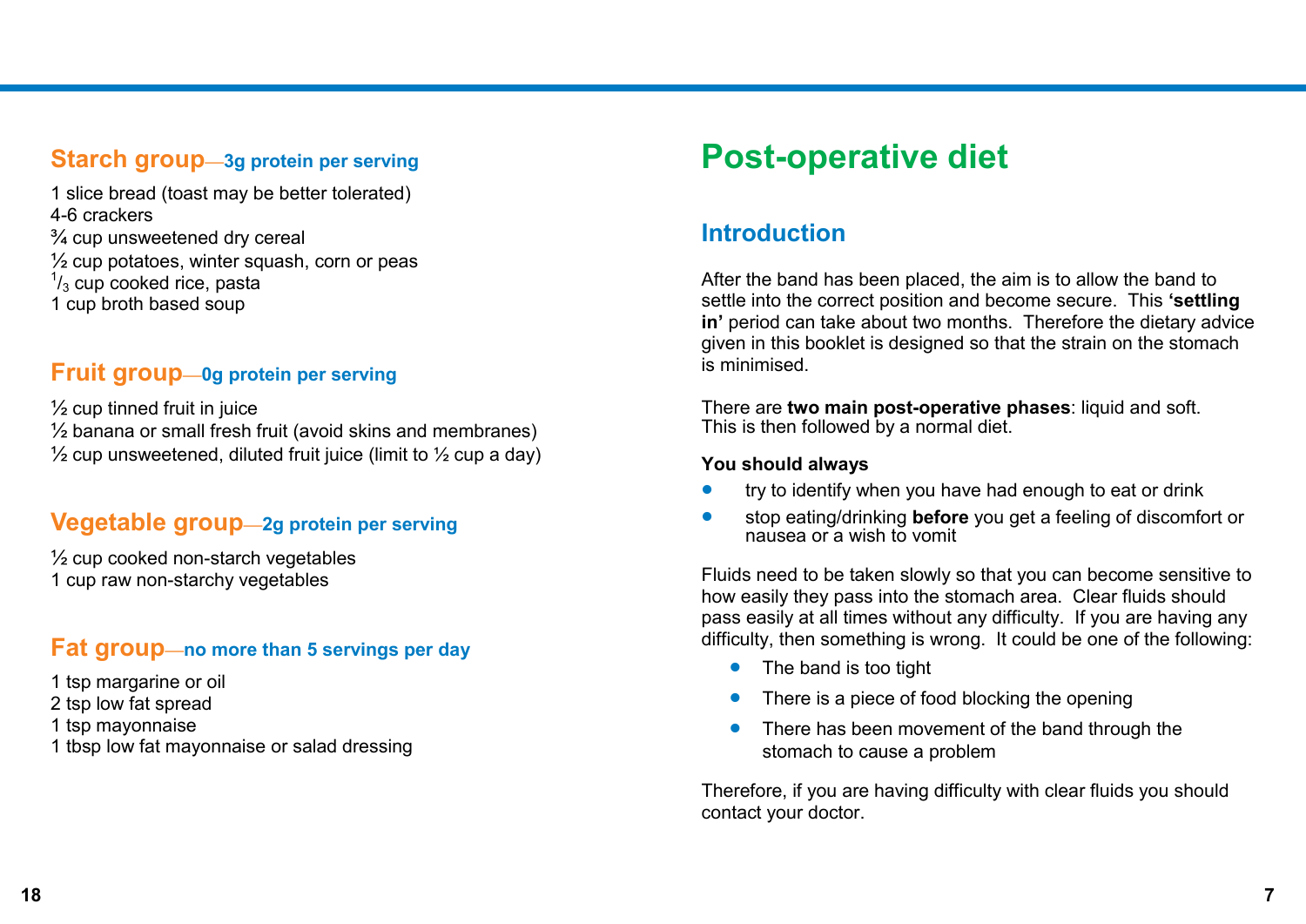## Starch group—3g protein per serving

1 slice bread (toast may be better tolerated)
4-6 crackers
¾ cup unsweetened dry cereal
½ cup potatoes, winter squash, corn or peas
⅓ cup cooked rice, pasta
1 cup broth based soup

## Fruit group—0g protein per serving

½ cup tinned fruit in juice
½ banana or small fresh fruit (avoid skins and membranes)
½ cup unsweetened, diluted fruit juice (limit to ½ cup a day)

## Vegetable group—2g protein per serving

½ cup cooked non-starch vegetables
1 cup raw non-starchy vegetables

## Fat group—no more than 5 servings per day

1 tsp margarine or oil
2 tsp low fat spread
1 tsp mayonnaise
1 tbsp low fat mayonnaise or salad dressing

# Post-operative diet

## Introduction

After the band has been placed, the aim is to allow the band to settle into the correct position and become secure. This **'settling in'** period can take about two months. Therefore the dietary advice given in this booklet is designed so that the strain on the stomach is minimised.

There are **two main post-operative phases**: liquid and soft. This is then followed by a normal diet.

**You should always**

- try to identify when you have had enough to eat or drink
- stop eating/drinking **before** you get a feeling of discomfort or nausea or a wish to vomit

Fluids need to be taken slowly so that you can become sensitive to how easily they pass into the stomach area. Clear fluids should pass easily at all times without any difficulty. If you are having any difficulty, then something is wrong. It could be one of the following:

- The band is too tight
- There is a piece of food blocking the opening
- There has been movement of the band through the stomach to cause a problem

Therefore, if you are having difficulty with clear fluids you should contact your doctor.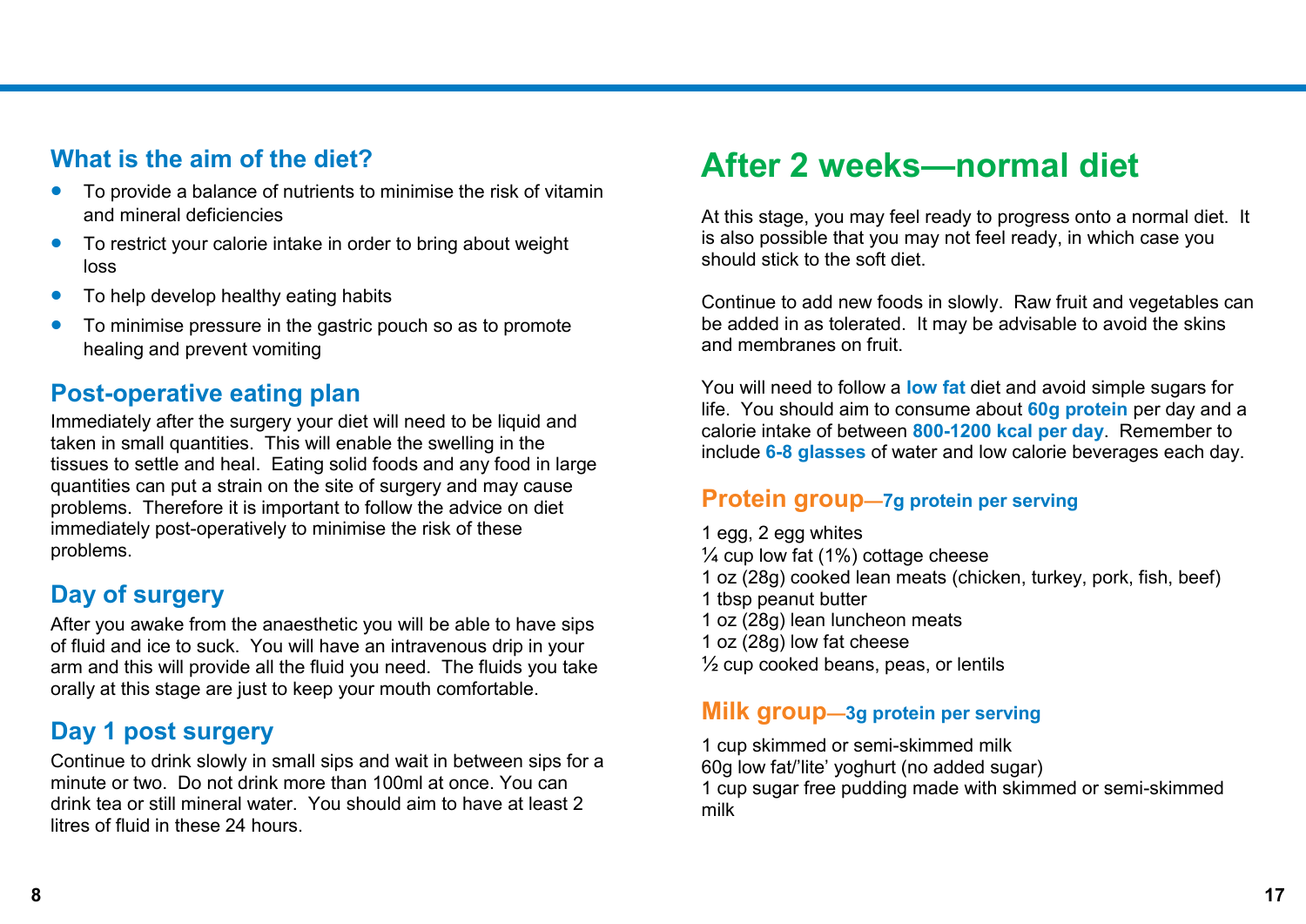## What is the aim of the diet?

- To provide a balance of nutrients to minimise the risk of vitamin and mineral deficiencies
- To restrict your calorie intake in order to bring about weight loss
- To help develop healthy eating habits
- To minimise pressure in the gastric pouch so as to promote healing and prevent vomiting

## Post-operative eating plan

Immediately after the surgery your diet will need to be liquid and taken in small quantities. This will enable the swelling in the tissues to settle and heal. Eating solid foods and any food in large quantities can put a strain on the site of surgery and may cause problems. Therefore it is important to follow the advice on diet immediately post-operatively to minimise the risk of these problems.

## Day of surgery

After you awake from the anaesthetic you will be able to have sips of fluid and ice to suck. You will have an intravenous drip in your arm and this will provide all the fluid you need. The fluids you take orally at this stage are just to keep your mouth comfortable.

## Day 1 post surgery

Continue to drink slowly in small sips and wait in between sips for a minute or two. Do not drink more than 100ml at once. You can drink tea or still mineral water. You should aim to have at least 2 litres of fluid in these 24 hours.

# After 2 weeks—normal diet

At this stage, you may feel ready to progress onto a normal diet. It is also possible that you may not feel ready, in which case you should stick to the soft diet.

Continue to add new foods in slowly. Raw fruit and vegetables can be added in as tolerated. It may be advisable to avoid the skins and membranes on fruit.

You will need to follow a **low fat** diet and avoid simple sugars for life. You should aim to consume about **60g protein** per day and a calorie intake of between **800-1200 kcal per day**. Remember to include **6-8 glasses** of water and low calorie beverages each day.

## Protein group—7g protein per serving

1 egg, 2 egg whites
¼ cup low fat (1%) cottage cheese
1 oz (28g) cooked lean meats (chicken, turkey, pork, fish, beef)
1 tbsp peanut butter
1 oz (28g) lean luncheon meats
1 oz (28g) low fat cheese
½ cup cooked beans, peas, or lentils

## Milk group—3g protein per serving

1 cup skimmed or semi-skimmed milk
60g low fat/'lite' yoghurt (no added sugar)
1 cup sugar free pudding made with skimmed or semi-skimmed milk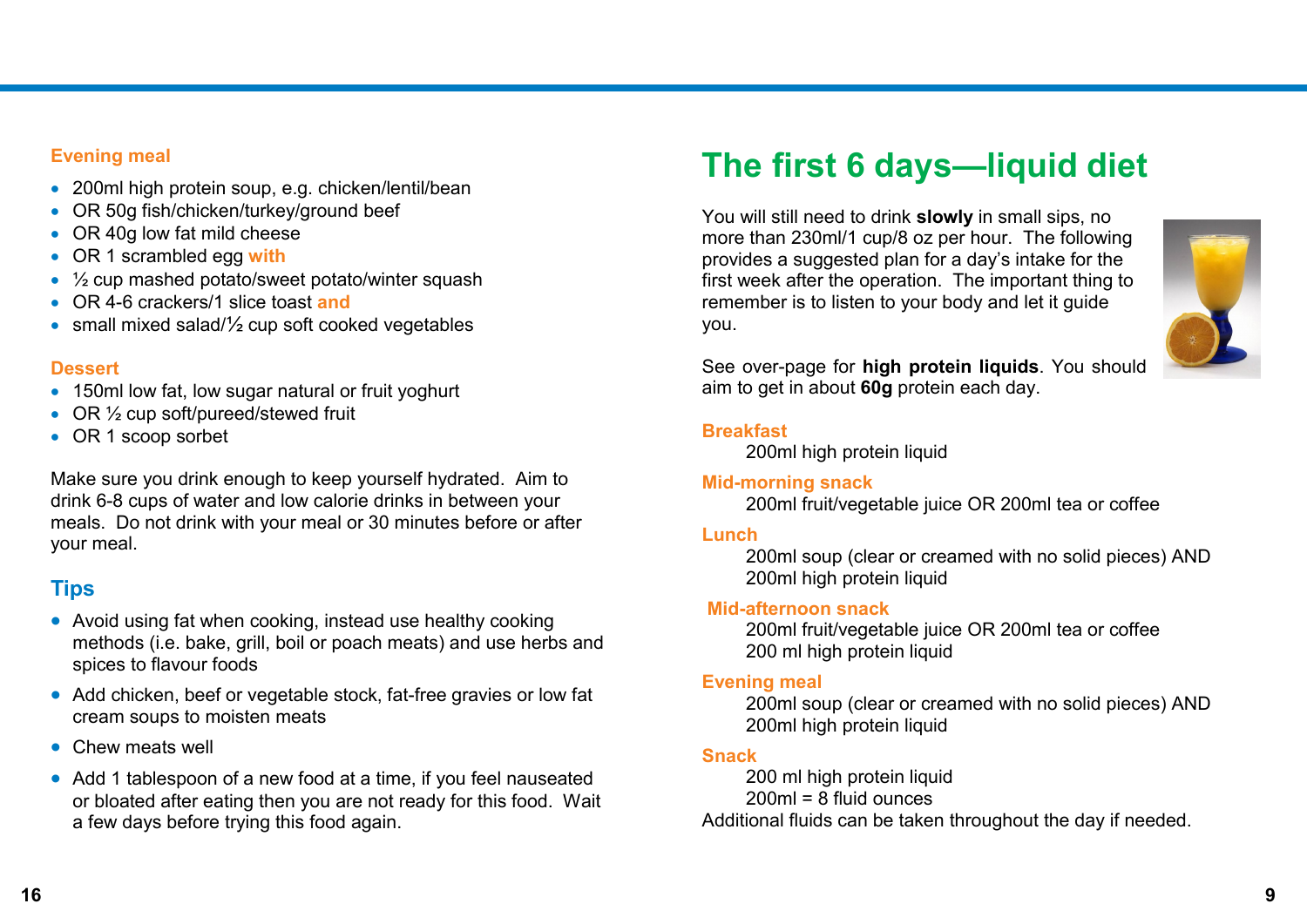### Evening meal

- 200ml high protein soup, e.g. chicken/lentil/bean
- OR 50g fish/chicken/turkey/ground beef
- OR 40g low fat mild cheese
- OR 1 scrambled egg **with**
- ½ cup mashed potato/sweet potato/winter squash
- OR 4-6 crackers/1 slice toast **and**
- small mixed salad/½ cup soft cooked vegetables

### Dessert

- 150ml low fat, low sugar natural or fruit yoghurt
- OR ½ cup soft/pureed/stewed fruit
- OR 1 scoop sorbet

Make sure you drink enough to keep yourself hydrated. Aim to drink 6-8 cups of water and low calorie drinks in between your meals. Do not drink with your meal or 30 minutes before or after your meal.

## Tips

- Avoid using fat when cooking, instead use healthy cooking methods (i.e. bake, grill, boil or poach meats) and use herbs and spices to flavour foods
- Add chicken, beef or vegetable stock, fat-free gravies or low fat cream soups to moisten meats
- Chew meats well
- Add 1 tablespoon of a new food at a time, if you feel nauseated or bloated after eating then you are not ready for this food. Wait a few days before trying this food again.

# The first 6 days—liquid diet

You will still need to drink **slowly** in small sips, no more than 230ml/1 cup/8 oz per hour. The following provides a suggested plan for a day's intake for the first week after the operation. The important thing to remember is to listen to your body and let it guide you.

See over-page for **high protein liquids**. You should aim to get in about **60g** protein each day.

### Breakfast

200ml high protein liquid

### Mid-morning snack

200ml fruit/vegetable juice OR 200ml tea or coffee

### Lunch

200ml soup (clear or creamed with no solid pieces) AND
200ml high protein liquid

### Mid-afternoon snack

200ml fruit/vegetable juice OR 200ml tea or coffee
200 ml high protein liquid

### Evening meal

200ml soup (clear or creamed with no solid pieces) AND
200ml high protein liquid

### Snack

200 ml high protein liquid
200ml = 8 fluid ounces

Additional fluids can be taken throughout the day if needed.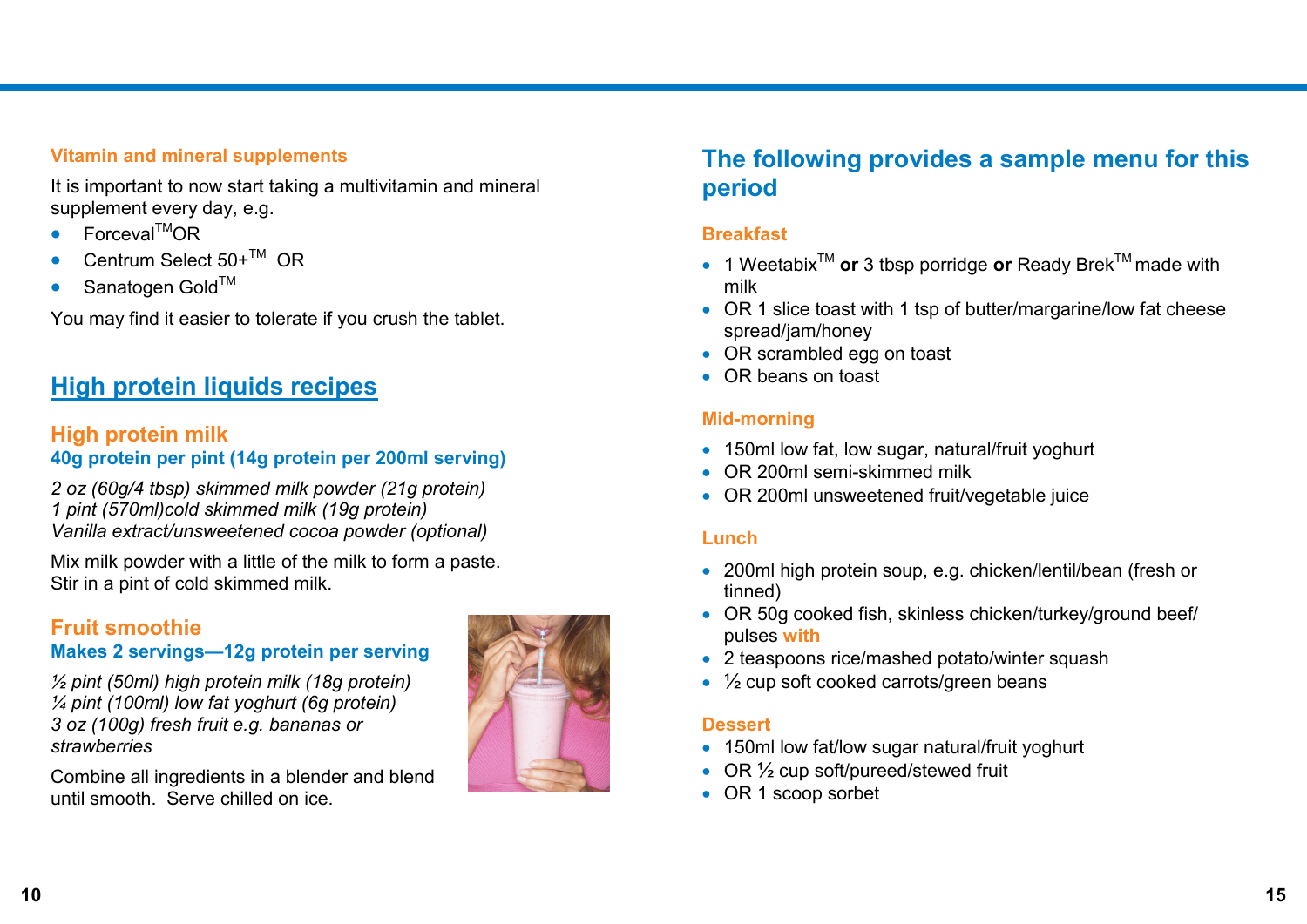### Vitamin and mineral supplements

It is important to now start taking a multivitamin and mineral supplement every day, e.g.

- Forceval™ OR
- Centrum Select 50+™ OR
- Sanatogen Gold™

You may find it easier to tolerate if you crush the tablet.

## High protein liquids recipes

### High protein milk

**40g protein per pint (14g protein per 200ml serving)**

*2 oz (60g/4 tbsp) skimmed milk powder (21g protein)*
*1 pint (570ml)cold skimmed milk (19g protein)*
*Vanilla extract/unsweetened cocoa powder (optional)*

Mix milk powder with a little of the milk to form a paste. Stir in a pint of cold skimmed milk.

### Fruit smoothie

**Makes 2 servings—12g protein per serving**

*½ pint (50ml) high protein milk (18g protein)*
*¼ pint (100ml) low fat yoghurt (6g protein)*
*3 oz (100g) fresh fruit e.g. bananas or strawberries*

Combine all ingredients in a blender and blend until smooth. Serve chilled on ice.

## The following provides a sample menu for this period

### Breakfast

- 1 Weetabix™ **or** 3 tbsp porridge **or** Ready Brek™ made with milk
- OR 1 slice toast with 1 tsp of butter/margarine/low fat cheese spread/jam/honey
- OR scrambled egg on toast
- OR beans on toast

### Mid-morning

- 150ml low fat, low sugar, natural/fruit yoghurt
- OR 200ml semi-skimmed milk
- OR 200ml unsweetened fruit/vegetable juice

### Lunch

- 200ml high protein soup, e.g. chicken/lentil/bean (fresh or tinned)
- OR 50g cooked fish, skinless chicken/turkey/ground beef/ pulses with
- 2 teaspoons rice/mashed potato/winter squash
- ½ cup soft cooked carrots/green beans

### Dessert

- 150ml low fat/low sugar natural/fruit yoghurt
- OR ½ cup soft/pureed/stewed fruit
- OR 1 scoop sorbet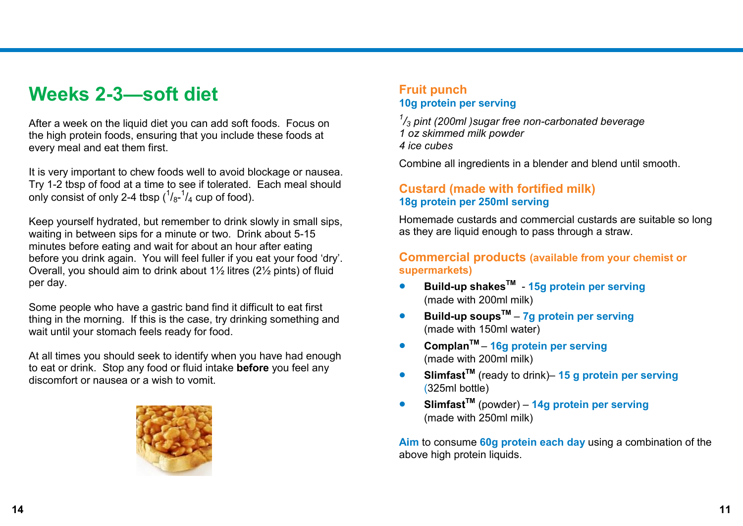# Weeks 2-3—soft diet

After a week on the liquid diet you can add soft foods. Focus on the high protein foods, ensuring that you include these foods at every meal and eat them first.

It is very important to chew foods well to avoid blockage or nausea. Try 1-2 tbsp of food at a time to see if tolerated. Each meal should only consist of only 2-4 tbsp ($^1/_8$-$^1/_4$ cup of food).

Keep yourself hydrated, but remember to drink slowly in small sips, waiting in between sips for a minute or two. Drink about 5-15 minutes before eating and wait for about an hour after eating before you drink again. You will feel fuller if you eat your food 'dry'. Overall, you should aim to drink about 1½ litres (2½ pints) of fluid per day.

Some people who have a gastric band find it difficult to eat first thing in the morning. If this is the case, try drinking something and wait until your stomach feels ready for food.

At all times you should seek to identify when you have had enough to eat or drink. Stop any food or fluid intake **before** you feel any discomfort or nausea or a wish to vomit.

## Fruit punch

**10g protein per serving**

*$^1/_3$ pint (200ml )sugar free non-carbonated beverage*
*1 oz skimmed milk powder*
*4 ice cubes*

Combine all ingredients in a blender and blend until smooth.

## Custard (made with fortified milk)

**18g protein per 250ml serving**

Homemade custards and commercial custards are suitable so long as they are liquid enough to pass through a straw.

## Commercial products (available from your chemist or supermarkets)

- **Build-up shakes™** - **15g protein per serving** (made with 200ml milk)
- **Build-up soups™** – **7g protein per serving** (made with 150ml water)
- **Complan™** – **16g protein per serving** (made with 200ml milk)
- **Slimfast™** (ready to drink)– **15 g protein per serving** (325ml bottle)
- **Slimfast™** (powder) – **14g protein per serving** (made with 250ml milk)

**Aim** to consume **60g protein each day** using a combination of the above high protein liquids.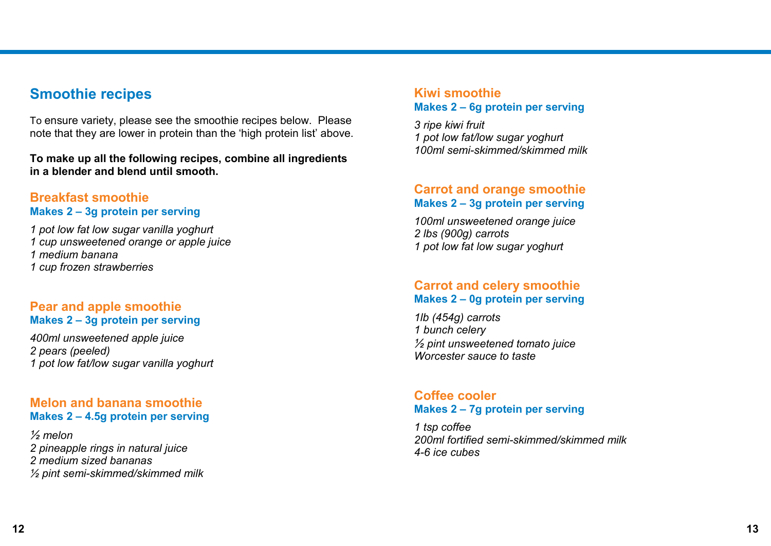## Smoothie recipes

To ensure variety, please see the smoothie recipes below. Please note that they are lower in protein than the 'high protein list' above.

**To make up all the following recipes, combine all ingredients in a blender and blend until smooth.**

### Breakfast smoothie

**Makes 2 – 3g protein per serving**

*1 pot low fat low sugar vanilla yoghurt*
*1 cup unsweetened orange or apple juice*
*1 medium banana*
*1 cup frozen strawberries*

### Pear and apple smoothie

**Makes 2 – 3g protein per serving**

*400ml unsweetened apple juice*
*2 pears (peeled)*
*1 pot low fat/low sugar vanilla yoghurt*

### Melon and banana smoothie

**Makes 2 – 4.5g protein per serving**

*½ melon*
*2 pineapple rings in natural juice*
*2 medium sized bananas*
*½ pint semi-skimmed/skimmed milk*

### Kiwi smoothie

**Makes 2 – 6g protein per serving**

*3 ripe kiwi fruit*
*1 pot low fat/low sugar yoghurt*
*100ml semi-skimmed/skimmed milk*

### Carrot and orange smoothie

**Makes 2 – 3g protein per serving**

*100ml unsweetened orange juice*
*2 lbs (900g) carrots*
*1 pot low fat low sugar yoghurt*

### Carrot and celery smoothie

**Makes 2 – 0g protein per serving**

*1lb (454g) carrots*
*1 bunch celery*
*½ pint unsweetened tomato juice*
*Worcester sauce to taste*

### Coffee cooler

**Makes 2 – 7g protein per serving**

*1 tsp coffee*
*200ml fortified semi-skimmed/skimmed milk*
*4-6 ice cubes*